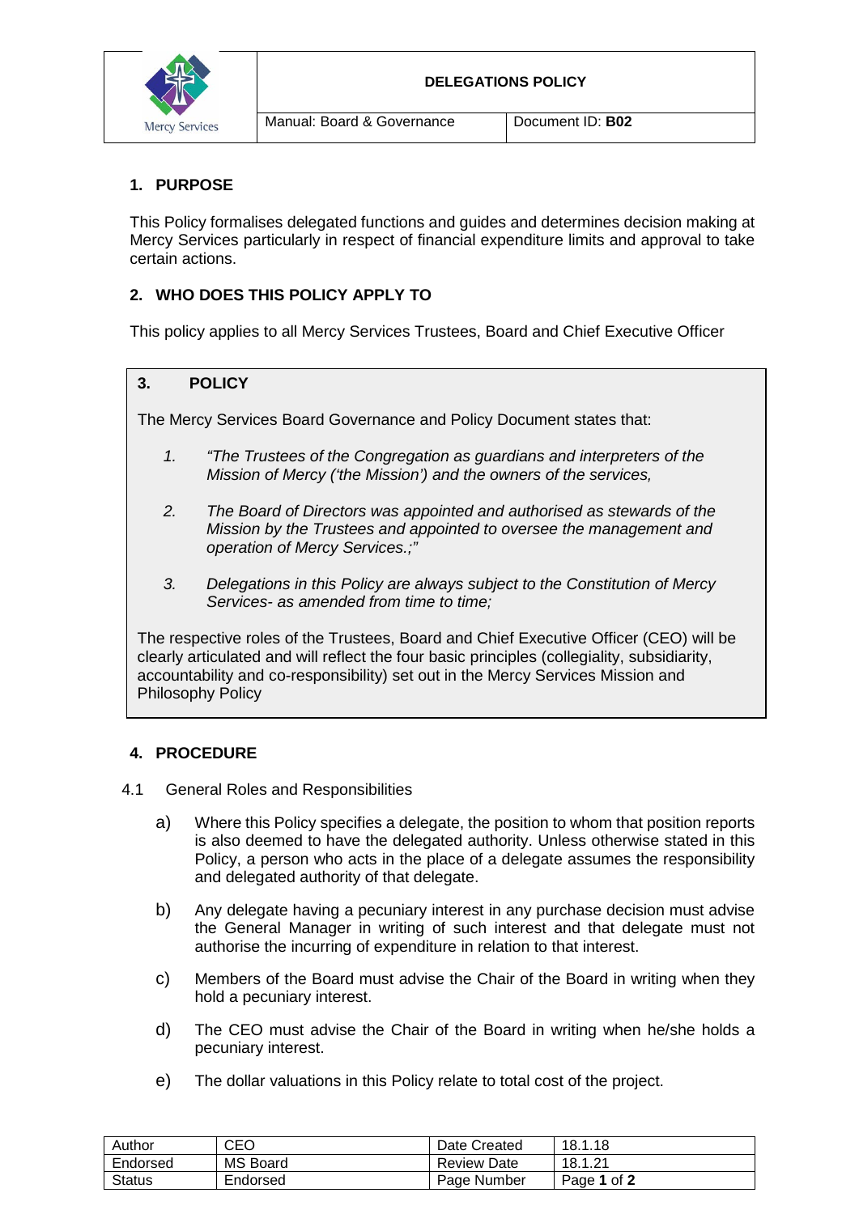# DELEGATIONS POLICY

Manual: Board & Governance | Document ID: **B02**

## 1. PURPOSE

This Policy formalises delegated functions and guides and determines decision making at Mercy Services particularly in respect of financial expenditure limits and approval to take certain actions.

## 2. WHO DOES THIS POLICY APPLY TO

This policy applies to all Mercy Services Trustees, Board and Chief Executive Officer

## 3. POLICY

The Mercy Services Board Governance and Policy Document states that:

1. *"The Trustees of the Congregation as guardians and interpreters of the Mission of Mercy ('the Mission') and the owners of the services,*
2. *The Board of Directors was appointed and authorised as stewards of the Mission by the Trustees and appointed to oversee the management and operation of Mercy Services.;"*
3. *Delegations in this Policy are always subject to the Constitution of Mercy Services- as amended from time to time;*

The respective roles of the Trustees, Board and Chief Executive Officer (CEO) will be clearly articulated and will reflect the four basic principles (collegiality, subsidiarity, accountability and co-responsibility) set out in the Mercy Services Mission and Philosophy Policy

## 4. PROCEDURE

4.1 General Roles and Responsibilities

a) Where this Policy specifies a delegate, the position to whom that position reports is also deemed to have the delegated authority. Unless otherwise stated in this Policy, a person who acts in the place of a delegate assumes the responsibility and delegated authority of that delegate.

b) Any delegate having a pecuniary interest in any purchase decision must advise the General Manager in writing of such interest and that delegate must not authorise the incurring of expenditure in relation to that interest.

c) Members of the Board must advise the Chair of the Board in writing when they hold a pecuniary interest.

d) The CEO must advise the Chair of the Board in writing when he/she holds a pecuniary interest.

e) The dollar valuations in this Policy relate to total cost of the project.

| Author | CEO | Date Created | 18.1.18 |
|---|---|---|---|
| Endorsed | MS Board | Review Date | 18.1.21 |
| Status | Endorsed | Page Number | Page **1** of **2** |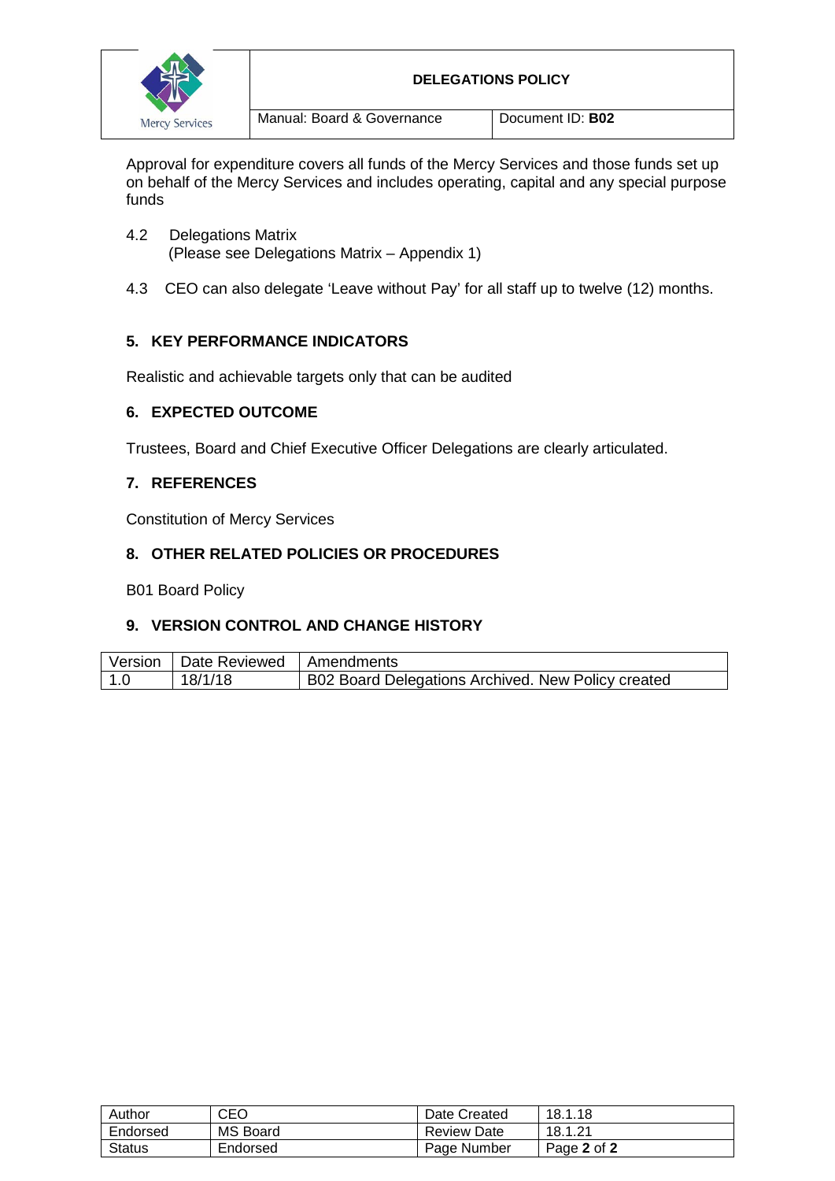Approval for expenditure covers all funds of the Mercy Services and those funds set up on behalf of the Mercy Services and includes operating, capital and any special purpose funds

4.2 Delegations Matrix
(Please see Delegations Matrix – Appendix 1)

4.3 CEO can also delegate 'Leave without Pay' for all staff up to twelve (12) months.

## 5. KEY PERFORMANCE INDICATORS

Realistic and achievable targets only that can be audited

## 6. EXPECTED OUTCOME

Trustees, Board and Chief Executive Officer Delegations are clearly articulated.

## 7. REFERENCES

Constitution of Mercy Services

## 8. OTHER RELATED POLICIES OR PROCEDURES

B01 Board Policy

## 9. VERSION CONTROL AND CHANGE HISTORY

| Version | Date Reviewed | Amendments |
|---|---|---|
| 1.0 | 18/1/18 | B02 Board Delegations Archived. New Policy created |

| | | | |
|---|---|---|---|
| Author | CEO | Date Created | 18.1.18 |
| Endorsed | MS Board | Review Date | 18.1.21 |
| Status | Endorsed | Page Number | Page **2** of **2** |